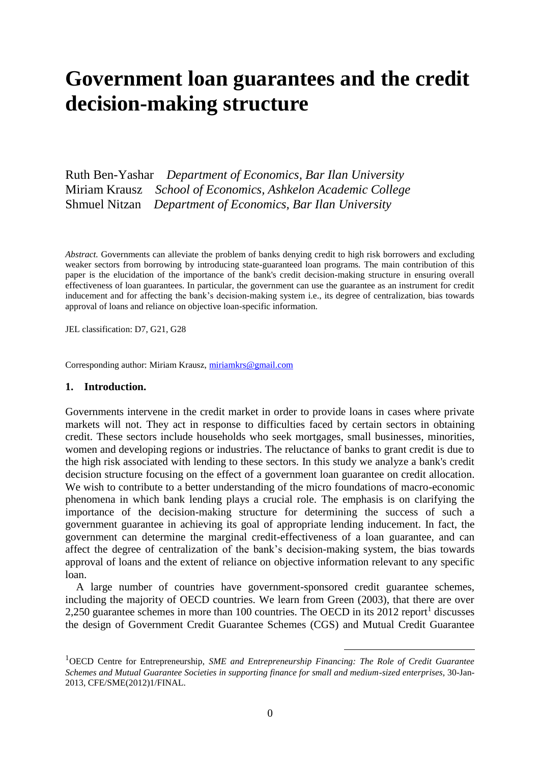# Government loan guarantees and the credit decision-making structure

Ruth Ben-Yashar *Department of Economics, Bar Ilan University*
Miriam Krausz *School of Economics, Ashkelon Academic College*
Shmuel Nitzan *Department of Economics, Bar Ilan University*

*Abstract.* Governments can alleviate the problem of banks denying credit to high risk borrowers and excluding weaker sectors from borrowing by introducing state-guaranteed loan programs. The main contribution of this paper is the elucidation of the importance of the bank's credit decision-making structure in ensuring overall effectiveness of loan guarantees. In particular, the government can use the guarantee as an instrument for credit inducement and for affecting the bank's decision-making system i.e., its degree of centralization, bias towards approval of loans and reliance on objective loan-specific information.

JEL classification: D7, G21, G28

Corresponding author: Miriam Krausz, miriamkrs@gmail.com

## 1. Introduction.

Governments intervene in the credit market in order to provide loans in cases where private markets will not. They act in response to difficulties faced by certain sectors in obtaining credit. These sectors include households who seek mortgages, small businesses, minorities, women and developing regions or industries. The reluctance of banks to grant credit is due to the high risk associated with lending to these sectors. In this study we analyze a bank's credit decision structure focusing on the effect of a government loan guarantee on credit allocation. We wish to contribute to a better understanding of the micro foundations of macro-economic phenomena in which bank lending plays a crucial role. The emphasis is on clarifying the importance of the decision-making structure for determining the success of such a government guarantee in achieving its goal of appropriate lending inducement. In fact, the government can determine the marginal credit-effectiveness of a loan guarantee, and can affect the degree of centralization of the bank's decision-making system, the bias towards approval of loans and the extent of reliance on objective information relevant to any specific loan.

A large number of countries have government-sponsored credit guarantee schemes, including the majority of OECD countries. We learn from Green (2003), that there are over 2,250 guarantee schemes in more than 100 countries. The OECD in its 2012 report[1] discusses the design of Government Credit Guarantee Schemes (CGS) and Mutual Credit Guarantee

[1] OECD Centre for Entrepreneurship, *SME and Entrepreneurship Financing: The Role of Credit Guarantee Schemes and Mutual Guarantee Societies in supporting finance for small and medium-sized enterprises*, 30-Jan-2013, CFE/SME(2012)1/FINAL.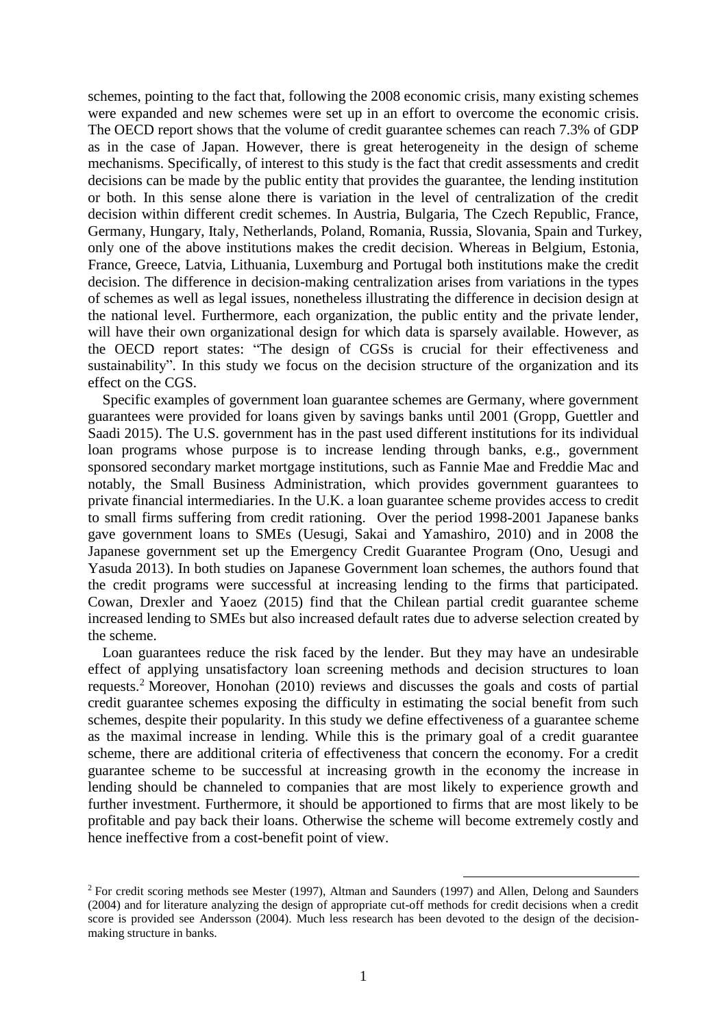schemes, pointing to the fact that, following the 2008 economic crisis, many existing schemes were expanded and new schemes were set up in an effort to overcome the economic crisis. The OECD report shows that the volume of credit guarantee schemes can reach 7.3% of GDP as in the case of Japan. However, there is great heterogeneity in the design of scheme mechanisms. Specifically, of interest to this study is the fact that credit assessments and credit decisions can be made by the public entity that provides the guarantee, the lending institution or both. In this sense alone there is variation in the level of centralization of the credit decision within different credit schemes. In Austria, Bulgaria, The Czech Republic, France, Germany, Hungary, Italy, Netherlands, Poland, Romania, Russia, Slovania, Spain and Turkey, only one of the above institutions makes the credit decision. Whereas in Belgium, Estonia, France, Greece, Latvia, Lithuania, Luxemburg and Portugal both institutions make the credit decision. The difference in decision-making centralization arises from variations in the types of schemes as well as legal issues, nonetheless illustrating the difference in decision design at the national level. Furthermore, each organization, the public entity and the private lender, will have their own organizational design for which data is sparsely available. However, as the OECD report states: "The design of CGSs is crucial for their effectiveness and sustainability". In this study we focus on the decision structure of the organization and its effect on the CGS.

Specific examples of government loan guarantee schemes are Germany, where government guarantees were provided for loans given by savings banks until 2001 (Gropp, Guettler and Saadi 2015). The U.S. government has in the past used different institutions for its individual loan programs whose purpose is to increase lending through banks, e.g., government sponsored secondary market mortgage institutions, such as Fannie Mae and Freddie Mac and notably, the Small Business Administration, which provides government guarantees to private financial intermediaries. In the U.K. a loan guarantee scheme provides access to credit to small firms suffering from credit rationing. Over the period 1998-2001 Japanese banks gave government loans to SMEs (Uesugi, Sakai and Yamashiro, 2010) and in 2008 the Japanese government set up the Emergency Credit Guarantee Program (Ono, Uesugi and Yasuda 2013). In both studies on Japanese Government loan schemes, the authors found that the credit programs were successful at increasing lending to the firms that participated. Cowan, Drexler and Yaoez (2015) find that the Chilean partial credit guarantee scheme increased lending to SMEs but also increased default rates due to adverse selection created by the scheme.

Loan guarantees reduce the risk faced by the lender. But they may have an undesirable effect of applying unsatisfactory loan screening methods and decision structures to loan requests.[2] Moreover, Honohan (2010) reviews and discusses the goals and costs of partial credit guarantee schemes exposing the difficulty in estimating the social benefit from such schemes, despite their popularity. In this study we define effectiveness of a guarantee scheme as the maximal increase in lending. While this is the primary goal of a credit guarantee scheme, there are additional criteria of effectiveness that concern the economy. For a credit guarantee scheme to be successful at increasing growth in the economy the increase in lending should be channeled to companies that are most likely to experience growth and further investment. Furthermore, it should be apportioned to firms that are most likely to be profitable and pay back their loans. Otherwise the scheme will become extremely costly and hence ineffective from a cost-benefit point of view.

[2] For credit scoring methods see Mester (1997), Altman and Saunders (1997) and Allen, Delong and Saunders (2004) and for literature analyzing the design of appropriate cut-off methods for credit decisions when a credit score is provided see Andersson (2004). Much less research has been devoted to the design of the decision-making structure in banks.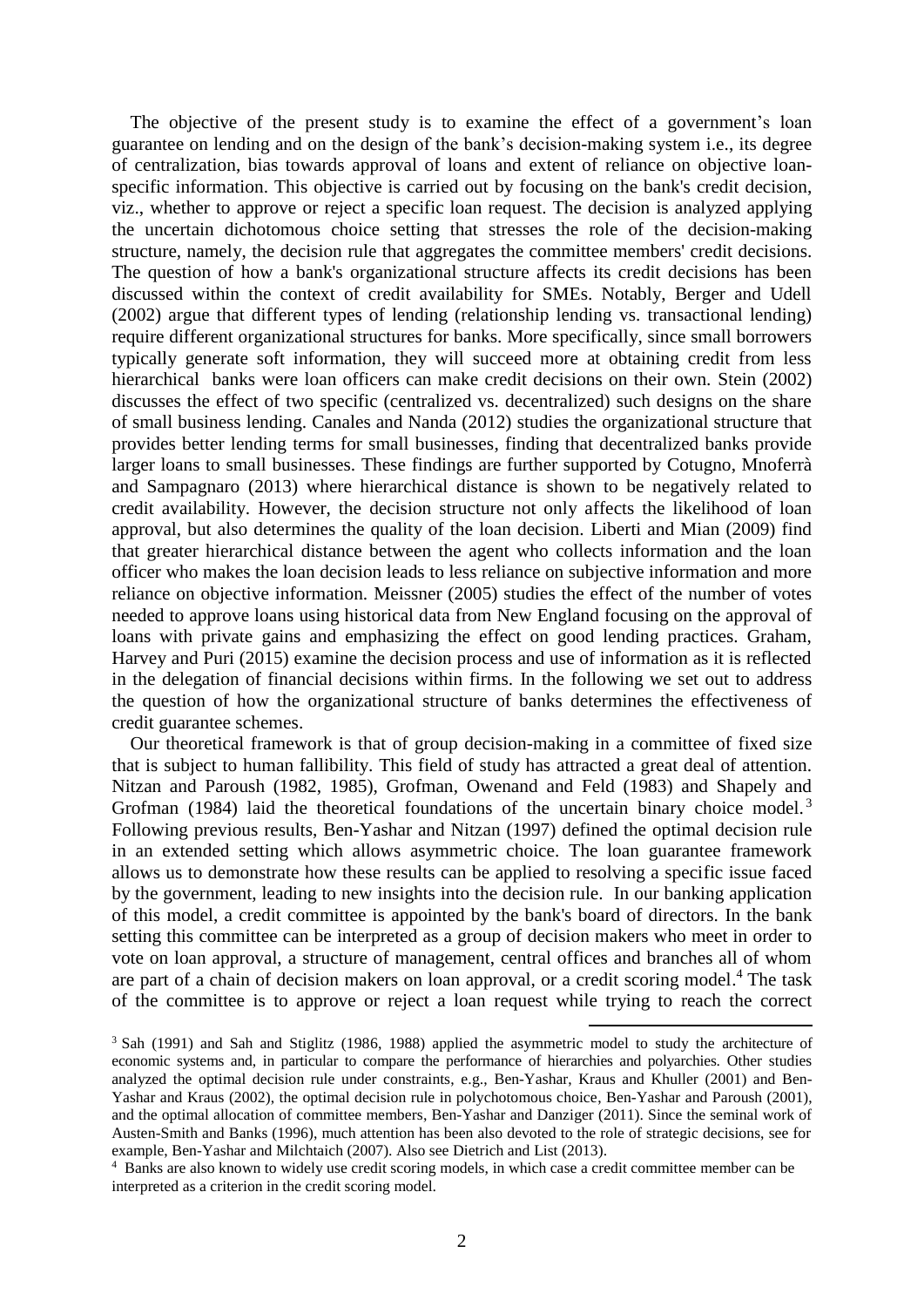The objective of the present study is to examine the effect of a government's loan guarantee on lending and on the design of the bank's decision-making system i.e., its degree of centralization, bias towards approval of loans and extent of reliance on objective loan-specific information. This objective is carried out by focusing on the bank's credit decision, viz., whether to approve or reject a specific loan request. The decision is analyzed applying the uncertain dichotomous choice setting that stresses the role of the decision-making structure, namely, the decision rule that aggregates the committee members' credit decisions. The question of how a bank's organizational structure affects its credit decisions has been discussed within the context of credit availability for SMEs. Notably, Berger and Udell (2002) argue that different types of lending (relationship lending vs. transactional lending) require different organizational structures for banks. More specifically, since small borrowers typically generate soft information, they will succeed more at obtaining credit from less hierarchical banks were loan officers can make credit decisions on their own. Stein (2002) discusses the effect of two specific (centralized vs. decentralized) such designs on the share of small business lending. Canales and Nanda (2012) studies the organizational structure that provides better lending terms for small businesses, finding that decentralized banks provide larger loans to small businesses. These findings are further supported by Cotugno, Mnoferrà and Sampagnaro (2013) where hierarchical distance is shown to be negatively related to credit availability. However, the decision structure not only affects the likelihood of loan approval, but also determines the quality of the loan decision. Liberti and Mian (2009) find that greater hierarchical distance between the agent who collects information and the loan officer who makes the loan decision leads to less reliance on subjective information and more reliance on objective information. Meissner (2005) studies the effect of the number of votes needed to approve loans using historical data from New England focusing on the approval of loans with private gains and emphasizing the effect on good lending practices. Graham, Harvey and Puri (2015) examine the decision process and use of information as it is reflected in the delegation of financial decisions within firms. In the following we set out to address the question of how the organizational structure of banks determines the effectiveness of credit guarantee schemes.

Our theoretical framework is that of group decision-making in a committee of fixed size that is subject to human fallibility. This field of study has attracted a great deal of attention. Nitzan and Paroush (1982, 1985), Grofman, Owenand and Feld (1983) and Shapely and Grofman (1984) laid the theoretical foundations of the uncertain binary choice model.[3] Following previous results, Ben-Yashar and Nitzan (1997) defined the optimal decision rule in an extended setting which allows asymmetric choice. The loan guarantee framework allows us to demonstrate how these results can be applied to resolving a specific issue faced by the government, leading to new insights into the decision rule. In our banking application of this model, a credit committee is appointed by the bank's board of directors. In the bank setting this committee can be interpreted as a group of decision makers who meet in order to vote on loan approval, a structure of management, central offices and branches all of whom are part of a chain of decision makers on loan approval, or a credit scoring model.[4] The task of the committee is to approve or reject a loan request while trying to reach the correct

[3] Sah (1991) and Sah and Stiglitz (1986, 1988) applied the asymmetric model to study the architecture of economic systems and, in particular to compare the performance of hierarchies and polyarchies. Other studies analyzed the optimal decision rule under constraints, e.g., Ben-Yashar, Kraus and Khuller (2001) and Ben-Yashar and Kraus (2002), the optimal decision rule in polychotomous choice, Ben-Yashar and Paroush (2001), and the optimal allocation of committee members, Ben-Yashar and Danziger (2011). Since the seminal work of Austen-Smith and Banks (1996), much attention has been also devoted to the role of strategic decisions, see for example, Ben-Yashar and Milchtaich (2007). Also see Dietrich and List (2013).

[4] Banks are also known to widely use credit scoring models, in which case a credit committee member can be interpreted as a criterion in the credit scoring model.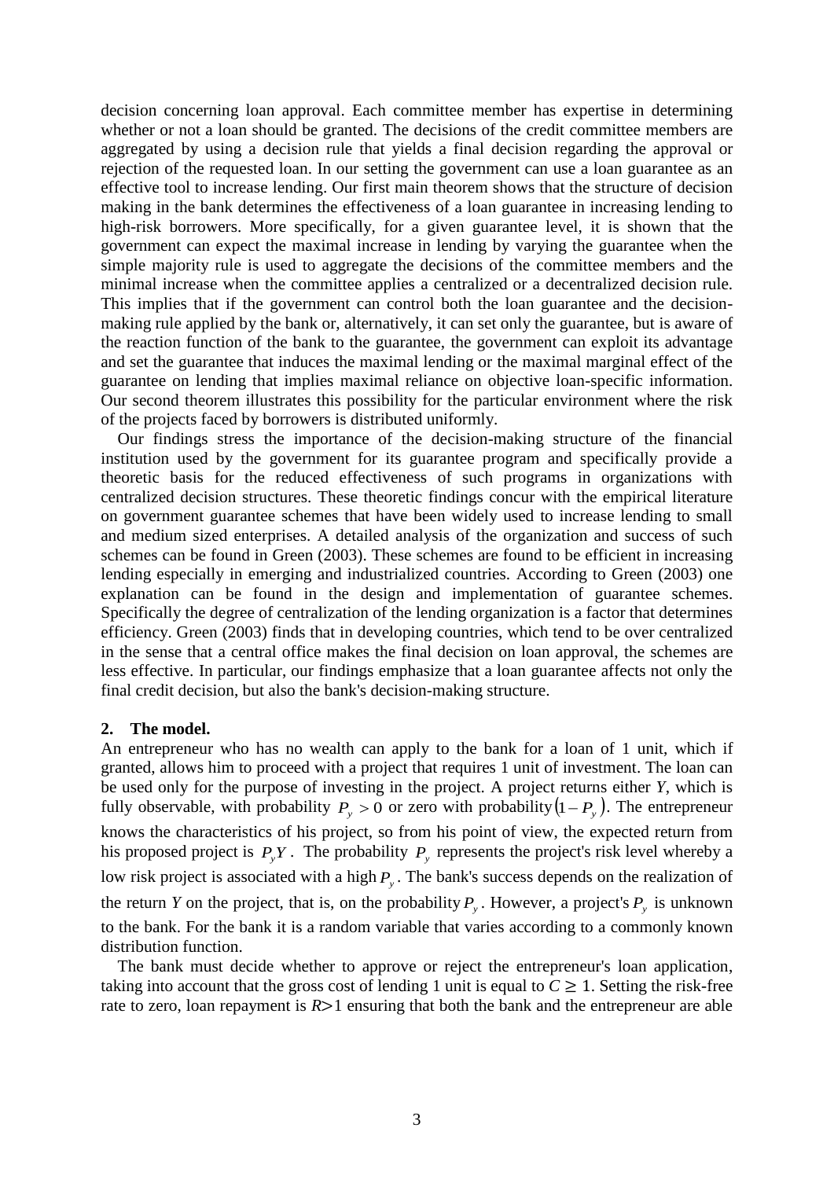decision concerning loan approval. Each committee member has expertise in determining whether or not a loan should be granted. The decisions of the credit committee members are aggregated by using a decision rule that yields a final decision regarding the approval or rejection of the requested loan. In our setting the government can use a loan guarantee as an effective tool to increase lending. Our first main theorem shows that the structure of decision making in the bank determines the effectiveness of a loan guarantee in increasing lending to high-risk borrowers. More specifically, for a given guarantee level, it is shown that the government can expect the maximal increase in lending by varying the guarantee when the simple majority rule is used to aggregate the decisions of the committee members and the minimal increase when the committee applies a centralized or a decentralized decision rule. This implies that if the government can control both the loan guarantee and the decision-making rule applied by the bank or, alternatively, it can set only the guarantee, but is aware of the reaction function of the bank to the guarantee, the government can exploit its advantage and set the guarantee that induces the maximal lending or the maximal marginal effect of the guarantee on lending that implies maximal reliance on objective loan-specific information. Our second theorem illustrates this possibility for the particular environment where the risk of the projects faced by borrowers is distributed uniformly.

Our findings stress the importance of the decision-making structure of the financial institution used by the government for its guarantee program and specifically provide a theoretic basis for the reduced effectiveness of such programs in organizations with centralized decision structures. These theoretic findings concur with the empirical literature on government guarantee schemes that have been widely used to increase lending to small and medium sized enterprises. A detailed analysis of the organization and success of such schemes can be found in Green (2003). These schemes are found to be efficient in increasing lending especially in emerging and industrialized countries. According to Green (2003) one explanation can be found in the design and implementation of guarantee schemes. Specifically the degree of centralization of the lending organization is a factor that determines efficiency. Green (2003) finds that in developing countries, which tend to be over centralized in the sense that a central office makes the final decision on loan approval, the schemes are less effective. In particular, our findings emphasize that a loan guarantee affects not only the final credit decision, but also the bank's decision-making structure.

## 2. The model.

An entrepreneur who has no wealth can apply to the bank for a loan of 1 unit, which if granted, allows him to proceed with a project that requires 1 unit of investment. The loan can be used only for the purpose of investing in the project. A project returns either $Y$, which is fully observable, with probability $P_y > 0$ or zero with probability $(1-P_y)$. The entrepreneur knows the characteristics of his project, so from his point of view, the expected return from his proposed project is $P_y Y$. The probability $P_y$ represents the project's risk level whereby a low risk project is associated with a high $P_y$. The bank's success depends on the realization of the return $Y$ on the project, that is, on the probability $P_y$. However, a project's $P_y$ is unknown to the bank. For the bank it is a random variable that varies according to a commonly known distribution function.

The bank must decide whether to approve or reject the entrepreneur's loan application, taking into account that the gross cost of lending 1 unit is equal to $C \geq 1$. Setting the risk-free rate to zero, loan repayment is $R>1$ ensuring that both the bank and the entrepreneur are able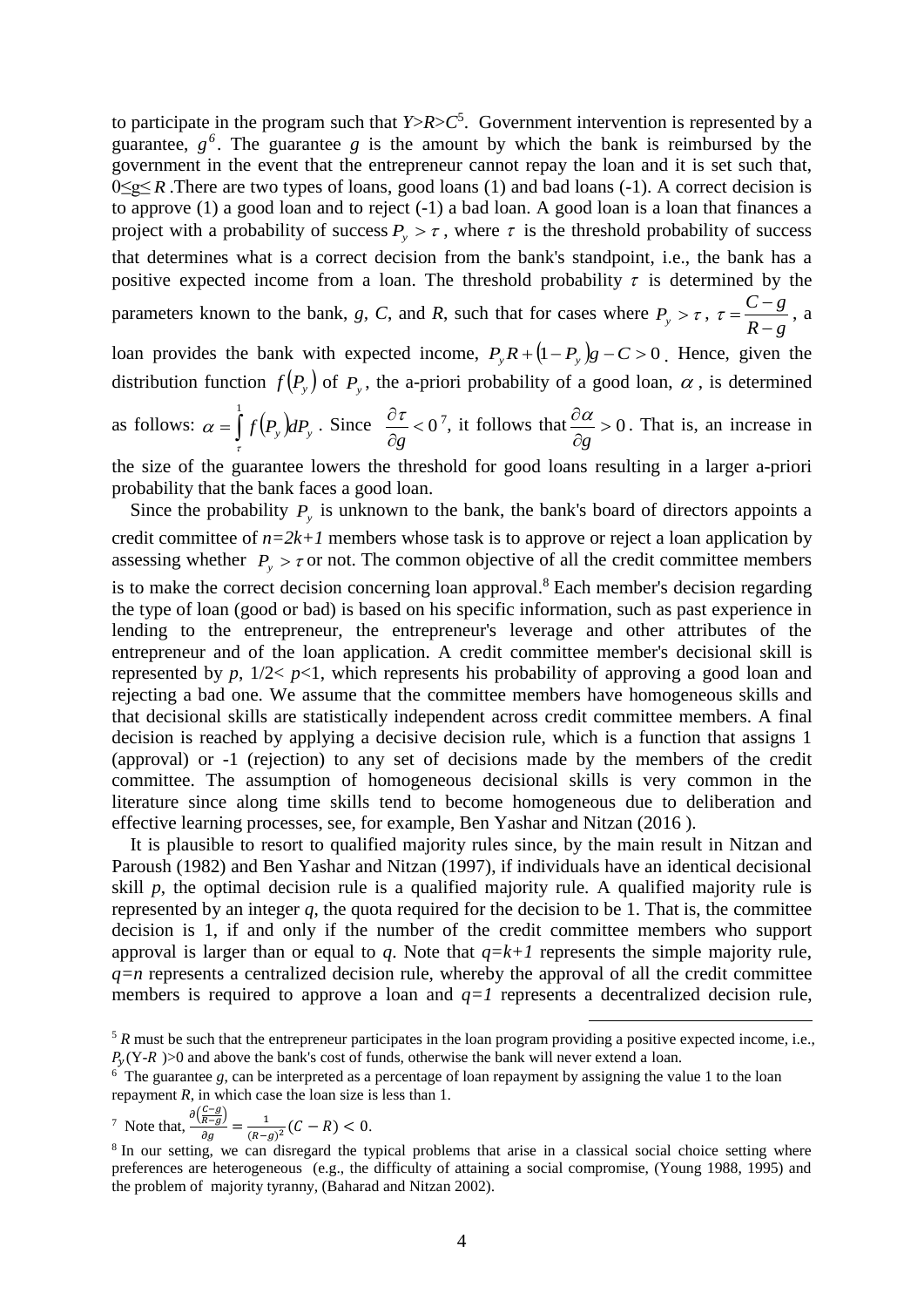to participate in the program such that $Y>R>C$[5]. Government intervention is represented by a guarantee, $g$[6]. The guarantee $g$ is the amount by which the bank is reimbursed by the government in the event that the entrepreneur cannot repay the loan and it is set such that, $0 \leq g \leq R$ .There are two types of loans, good loans (1) and bad loans (-1). A correct decision is to approve (1) a good loan and to reject (-1) a bad loan. A good loan is a loan that finances a project with a probability of success $P_y > \tau$, where $\tau$ is the threshold probability of success that determines what is a correct decision from the bank's standpoint, i.e., the bank has a positive expected income from a loan. The threshold probability $\tau$ is determined by the parameters known to the bank, $g$, $C$, and $R$, such that for cases where $P_y > \tau$, $\tau = \frac{C-g}{R-g}$, a loan provides the bank with expected income, $P_y R + (1-P_y)g - C > 0$. Hence, given the distribution function $f(P_y)$ of $P_y$, the a-priori probability of a good loan, $\alpha$, is determined as follows: $\alpha = \int_{\tau}^{1} f(P_y)dP_y$. Since $\frac{\partial \tau}{\partial g} < 0$[7], it follows that $\frac{\partial \alpha}{\partial g} > 0$. That is, an increase in the size of the guarantee lowers the threshold for good loans resulting in a larger a-priori probability that the bank faces a good loan.

Since the probability $P_y$ is unknown to the bank, the bank's board of directors appoints a credit committee of $n=2k+1$ members whose task is to approve or reject a loan application by assessing whether $P_y > \tau$ or not. The common objective of all the credit committee members is to make the correct decision concerning loan approval.[8] Each member's decision regarding the type of loan (good or bad) is based on his specific information, such as past experience in lending to the entrepreneur, the entrepreneur's leverage and other attributes of the entrepreneur and of the loan application. A credit committee member's decisional skill is represented by $p$, $1/2< p<1$, which represents his probability of approving a good loan and rejecting a bad one. We assume that the committee members have homogeneous skills and that decisional skills are statistically independent across credit committee members. A final decision is reached by applying a decisive decision rule, which is a function that assigns 1 (approval) or -1 (rejection) to any set of decisions made by the members of the credit committee. The assumption of homogeneous decisional skills is very common in the literature since along time skills tend to become homogeneous due to deliberation and effective learning processes, see, for example, Ben Yashar and Nitzan (2016 ).

It is plausible to resort to qualified majority rules since, by the main result in Nitzan and Paroush (1982) and Ben Yashar and Nitzan (1997), if individuals have an identical decisional skill $p$, the optimal decision rule is a qualified majority rule. A qualified majority rule is represented by an integer $q$, the quota required for the decision to be 1. That is, the committee decision is 1, if and only if the number of the credit committee members who support approval is larger than or equal to $q$. Note that $q=k+1$ represents the simple majority rule, $q=n$ represents a centralized decision rule, whereby the approval of all the credit committee members is required to approve a loan and $q=1$ represents a decentralized decision rule,

---

[5] $R$ must be such that the entrepreneur participates in the loan program providing a positive expected income, i.e., $P_y(Y-R)>0$ and above the bank's cost of funds, otherwise the bank will never extend a loan.

[6] The guarantee $g$, can be interpreted as a percentage of loan repayment by assigning the value 1 to the loan repayment $R$, in which case the loan size is less than 1.

[7] Note that, $\frac{\partial\left(\frac{C-g}{R-g}\right)}{\partial g} = \frac{1}{(R-g)^2}(C-R) < 0$.

[8] In our setting, we can disregard the typical problems that arise in a classical social choice setting where preferences are heterogeneous (e.g., the difficulty of attaining a social compromise, (Young 1988, 1995) and the problem of majority tyranny, (Baharad and Nitzan 2002).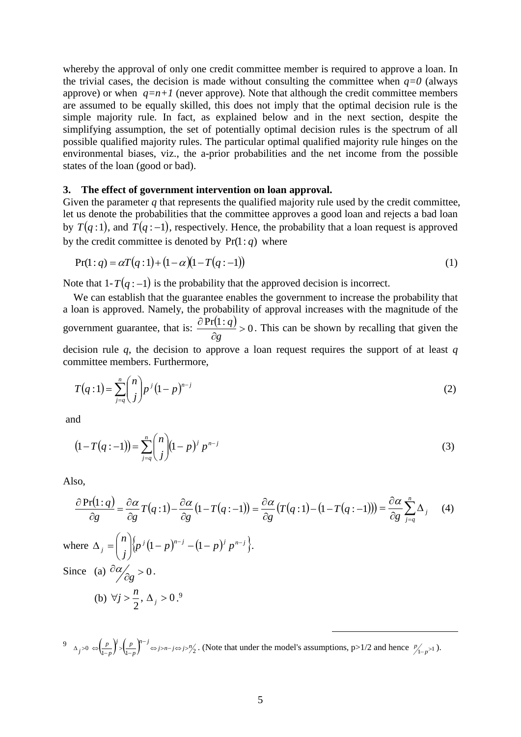whereby the approval of only one credit committee member is required to approve a loan. In the trivial cases, the decision is made without consulting the committee when $q=0$ (always approve) or when $q=n+1$ (never approve). Note that although the credit committee members are assumed to be equally skilled, this does not imply that the optimal decision rule is the simple majority rule. In fact, as explained below and in the next section, despite the simplifying assumption, the set of potentially optimal decision rules is the spectrum of all possible qualified majority rules. The particular optimal qualified majority rule hinges on the environmental biases, viz., the a-prior probabilities and the net income from the possible states of the loan (good or bad).

## 3. The effect of government intervention on loan approval.

Given the parameter $q$ that represents the qualified majority rule used by the credit committee, let us denote the probabilities that the committee approves a good loan and rejects a bad loan by $T(q:1)$, and $T(q:-1)$, respectively. Hence, the probability that a loan request is approved by the credit committee is denoted by $\Pr(1:q)$ where

$$\Pr(1:q) = \alpha T(q:1) + (1-\alpha)(1-T(q:-1)) \tag{1}$$

Note that 1-$T(q:-1)$ is the probability that the approved decision is incorrect.

We can establish that the guarantee enables the government to increase the probability that a loan is approved. Namely, the probability of approval increases with the magnitude of the government guarantee, that is: $\frac{\partial \Pr(1:q)}{\partial g} > 0$. This can be shown by recalling that given the decision rule $q$, the decision to approve a loan request requires the support of at least $q$ committee members. Furthermore,

$$T(q:1) = \sum_{j=q}^{n} \binom{n}{j} p^j (1-p)^{n-j} \tag{2}$$

and

$$(1-T(q:-1)) = \sum_{j=q}^{n} \binom{n}{j} (1-p)^j p^{n-j} \tag{3}$$

Also,

$$\frac{\partial \Pr(1:q)}{\partial g} = \frac{\partial \alpha}{\partial g} T(q:1) - \frac{\partial \alpha}{\partial g}(1-T(q:-1)) = \frac{\partial \alpha}{\partial g}\left(T(q:1) - (1-T(q:-1))\right) = \frac{\partial \alpha}{\partial g}\sum_{j=q}^{n} \Delta_j \tag{4}$$

where $\Delta_j = \binom{n}{j}\left\{p^j(1-p)^{n-j} - (1-p)^j p^{n-j}\right\}$.

Since (a) $\partial\alpha / \partial g > 0$.

(b) $\forall j > \frac{n}{2},\ \Delta_j > 0$.[9]

[9] $\Delta_j > 0 \Leftrightarrow \left(\frac{p}{1-p}\right)^j > \left(\frac{p}{1-p}\right)^{n-j} \Leftrightarrow j > n-j \Leftrightarrow j > n/2$. (Note that under the model's assumptions, p>1/2 and hence $p/_{1-p} > 1$ ).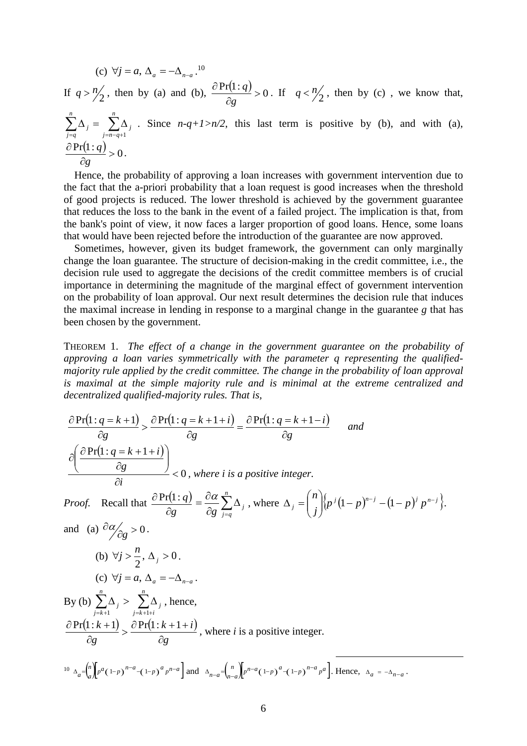(c) $\forall j = a,\ \Delta_a = -\Delta_{n-a}$.[10]

If $q > n/2$, then by (a) and (b), $\dfrac{\partial \Pr(1:q)}{\partial g} > 0$. If $q < n/2$, then by (c), we know that, $\sum_{j=q}^{n} \Delta_j = \sum_{j=n-q+1}^{n} \Delta_j$. Since $n-q+1>n/2$, this last term is positive by (b), and with (a), $\dfrac{\partial \Pr(1:q)}{\partial g} > 0$.

Hence, the probability of approving a loan increases with government intervention due to the fact that the a-priori probability that a loan request is good increases when the threshold of good projects is reduced. The lower threshold is achieved by the government guarantee that reduces the loss to the bank in the event of a failed project. The implication is that, from the bank's point of view, it now faces a larger proportion of good loans. Hence, some loans that would have been rejected before the introduction of the guarantee are now approved.

Sometimes, however, given its budget framework, the government can only marginally change the loan guarantee. The structure of decision-making in the credit committee, i.e., the decision rule used to aggregate the decisions of the credit committee members is of crucial importance in determining the magnitude of the marginal effect of government intervention on the probability of loan approval. Our next result determines the decision rule that induces the maximal increase in lending in response to a marginal change in the guarantee $g$ that has been chosen by the government.

THEOREM 1. *The effect of a change in the government guarantee on the probability of approving a loan varies symmetrically with the parameter q representing the qualified-majority rule applied by the credit committee. The change in the probability of loan approval is maximal at the simple majority rule and is minimal at the extreme centralized and decentralized qualified-majority rules. That is,*

$$\frac{\partial \Pr(1:q=k+1)}{\partial g} > \frac{\partial \Pr(1:q=k+1+i)}{\partial g} = \frac{\partial \Pr(1:q=k+1-i)}{\partial g} \qquad \textit{and}$$

$$\frac{\partial\left(\dfrac{\partial \Pr(1:q=k+1+i)}{\partial g}\right)}{\partial i} < 0 \text{, } \textit{where i is a positive integer.}$$

*Proof.* Recall that $\dfrac{\partial \Pr(1:q)}{\partial g} = \dfrac{\partial \alpha}{\partial g}\sum_{j=q}^{n}\Delta_j$, where $\Delta_j = \binom{n}{j}\left\{p^j(1-p)^{n-j} - (1-p)^j p^{n-j}\right\}$.

and (a) $\partial\alpha / \partial g > 0$.

(b) $\forall j > \dfrac{n}{2},\ \Delta_j > 0$.

(c) $\forall j = a,\ \Delta_a = -\Delta_{n-a}$.

By (b) $\sum_{j=k+1}^{n}\Delta_j > \sum_{j=k+1+i}^{n}\Delta_j$, hence,

$\dfrac{\partial \Pr(1:k+1)}{\partial g} > \dfrac{\partial \Pr(1:k+1+i)}{\partial g}$, where $i$ is a positive integer.

---

[10] $\Delta_a = \binom{n}{a}\left[p^a(1-p)^{n-a} - (1-p)^a p^{n-a}\right]$ and $\Delta_{n-a} = \binom{n}{n-a}\left[p^{n-a}(1-p)^a - (1-p)^{n-a} p^a\right]$. Hence, $\Delta_a = -\Delta_{n-a}$.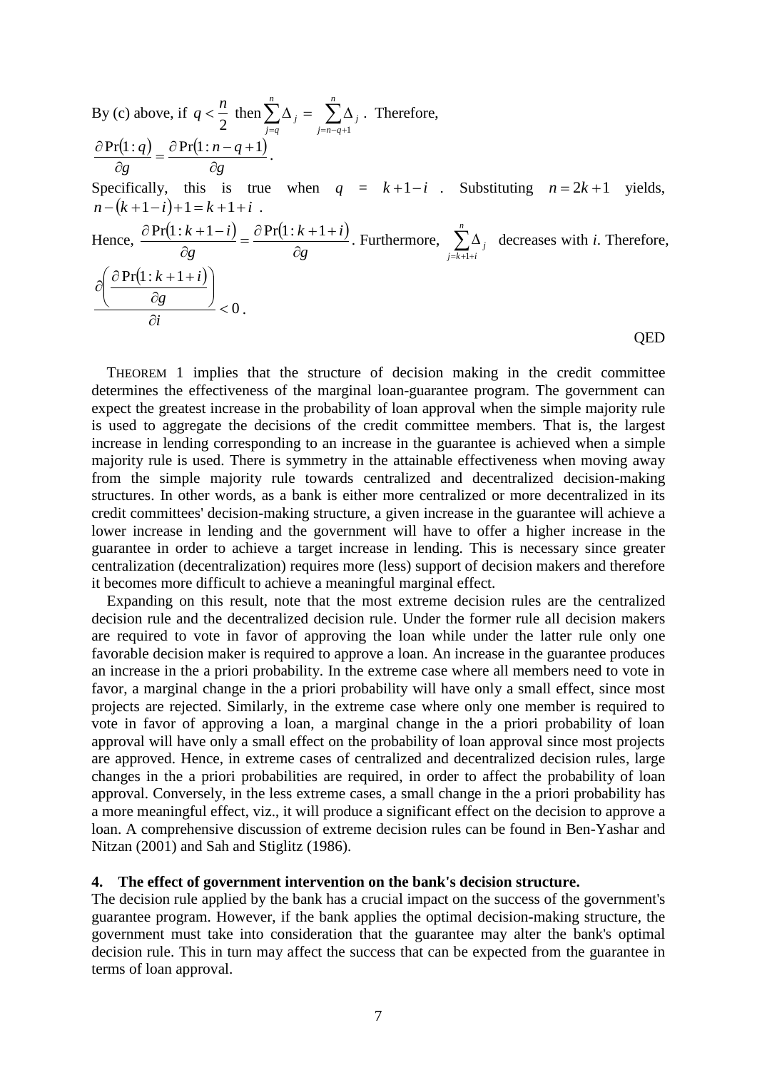By (c) above, if $q < \frac{n}{2}$ then $\sum_{j=q}^{n} \Delta_j = \sum_{j=n-q+1}^{n} \Delta_j$. Therefore, $\frac{\partial \Pr(1:q)}{\partial g} = \frac{\partial \Pr(1:n-q+1)}{\partial g}$.

Specifically, this is true when $q = k+1-i$. Substituting $n = 2k+1$ yields, $n-(k+1-i)+1 = k+1+i$.

Hence, $\frac{\partial \Pr(1:k+1-i)}{\partial g} = \frac{\partial \Pr(1:k+1+i)}{\partial g}$. Furthermore, $\sum_{j=k+1+i}^{n} \Delta_j$ decreases with *i*. Therefore,

$$\frac{\partial \left( \frac{\partial \Pr(1:k+1+i)}{\partial g} \right)}{\partial i} < 0.$$

QED

Theorem 1 implies that the structure of decision making in the credit committee determines the effectiveness of the marginal loan-guarantee program. The government can expect the greatest increase in the probability of loan approval when the simple majority rule is used to aggregate the decisions of the credit committee members. That is, the largest increase in lending corresponding to an increase in the guarantee is achieved when a simple majority rule is used. There is symmetry in the attainable effectiveness when moving away from the simple majority rule towards centralized and decentralized decision-making structures. In other words, as a bank is either more centralized or more decentralized in its credit committees' decision-making structure, a given increase in the guarantee will achieve a lower increase in lending and the government will have to offer a higher increase in the guarantee in order to achieve a target increase in lending. This is necessary since greater centralization (decentralization) requires more (less) support of decision makers and therefore it becomes more difficult to achieve a meaningful marginal effect.

Expanding on this result, note that the most extreme decision rules are the centralized decision rule and the decentralized decision rule. Under the former rule all decision makers are required to vote in favor of approving the loan while under the latter rule only one favorable decision maker is required to approve a loan. An increase in the guarantee produces an increase in the a priori probability. In the extreme case where all members need to vote in favor, a marginal change in the a priori probability will have only a small effect, since most projects are rejected. Similarly, in the extreme case where only one member is required to vote in favor of approving a loan, a marginal change in the a priori probability of loan approval will have only a small effect on the probability of loan approval since most projects are approved. Hence, in extreme cases of centralized and decentralized decision rules, large changes in the a priori probabilities are required, in order to affect the probability of loan approval. Conversely, in the less extreme cases, a small change in the a priori probability has a more meaningful effect, viz., it will produce a significant effect on the decision to approve a loan. A comprehensive discussion of extreme decision rules can be found in Ben-Yashar and Nitzan (2001) and Sah and Stiglitz (1986).

## 4. The effect of government intervention on the bank's decision structure.

The decision rule applied by the bank has a crucial impact on the success of the government's guarantee program. However, if the bank applies the optimal decision-making structure, the government must take into consideration that the guarantee may alter the bank's optimal decision rule. This in turn may affect the success that can be expected from the guarantee in terms of loan approval.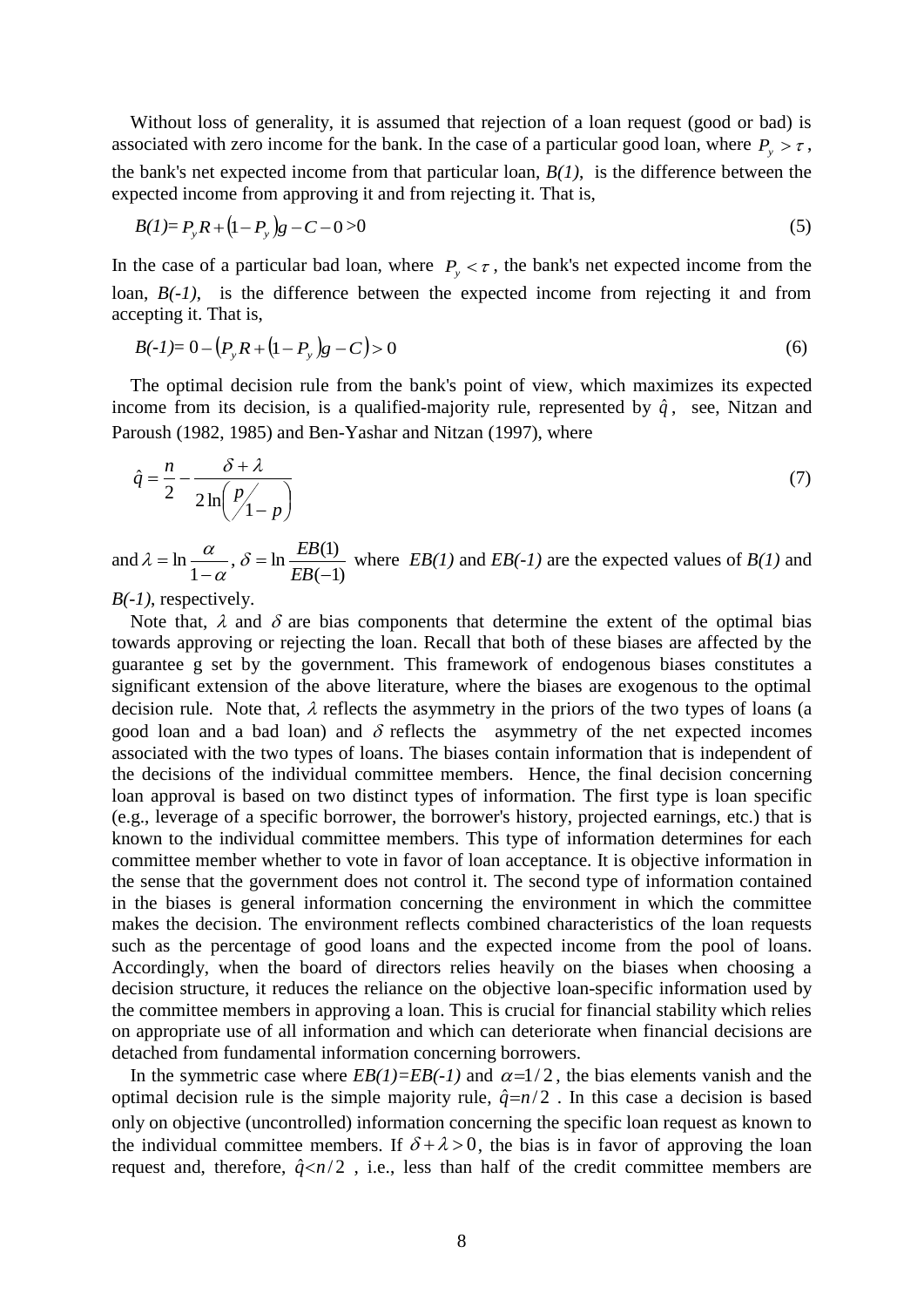Without loss of generality, it is assumed that rejection of a loan request (good or bad) is associated with zero income for the bank. In the case of a particular good loan, where $P_y > \tau$, the bank's net expected income from that particular loan, *B(1)*, is the difference between the expected income from approving it and from rejecting it. That is,

$$B(1) = P_y R + (1 - P_y)g - C - 0 > 0 \tag{5}$$

In the case of a particular bad loan, where $P_y < \tau$, the bank's net expected income from the loan, *B(-1)*, is the difference between the expected income from rejecting it and from accepting it. That is,

$$B(-1) = 0 - (P_y R + (1 - P_y)g - C) > 0 \tag{6}$$

The optimal decision rule from the bank's point of view, which maximizes its expected income from its decision, is a qualified-majority rule, represented by $\hat{q}$, see, Nitzan and Paroush (1982, 1985) and Ben-Yashar and Nitzan (1997), where

$$\hat{q} = \frac{n}{2} - \frac{\delta + \lambda}{2\ln\left(\frac{p}{1-p}\right)} \tag{7}$$

and $\lambda = \ln\frac{\alpha}{1-\alpha}$, $\delta = \ln\frac{EB(1)}{EB(-1)}$ where *EB(1)* and *EB(-1)* are the expected values of *B(1)* and *B(-1)*, respectively.

Note that, $\lambda$ and $\delta$ are bias components that determine the extent of the optimal bias towards approving or rejecting the loan. Recall that both of these biases are affected by the guarantee g set by the government. This framework of endogenous biases constitutes a significant extension of the above literature, where the biases are exogenous to the optimal decision rule. Note that, $\lambda$ reflects the asymmetry in the priors of the two types of loans (a good loan and a bad loan) and $\delta$ reflects the asymmetry of the net expected incomes associated with the two types of loans. The biases contain information that is independent of the decisions of the individual committee members. Hence, the final decision concerning loan approval is based on two distinct types of information. The first type is loan specific (e.g., leverage of a specific borrower, the borrower's history, projected earnings, etc.) that is known to the individual committee members. This type of information determines for each committee member whether to vote in favor of loan acceptance. It is objective information in the sense that the government does not control it. The second type of information contained in the biases is general information concerning the environment in which the committee makes the decision. The environment reflects combined characteristics of the loan requests such as the percentage of good loans and the expected income from the pool of loans. Accordingly, when the board of directors relies heavily on the biases when choosing a decision structure, it reduces the reliance on the objective loan-specific information used by the committee members in approving a loan. This is crucial for financial stability which relies on appropriate use of all information and which can deteriorate when financial decisions are detached from fundamental information concerning borrowers.

In the symmetric case where *EB(1)=EB(-1)* and $\alpha = 1/2$, the bias elements vanish and the optimal decision rule is the simple majority rule, $\hat{q} = n/2$. In this case a decision is based only on objective (uncontrolled) information concerning the specific loan request as known to the individual committee members. If $\delta + \lambda > 0$, the bias is in favor of approving the loan request and, therefore, $\hat{q} < n/2$, i.e., less than half of the credit committee members are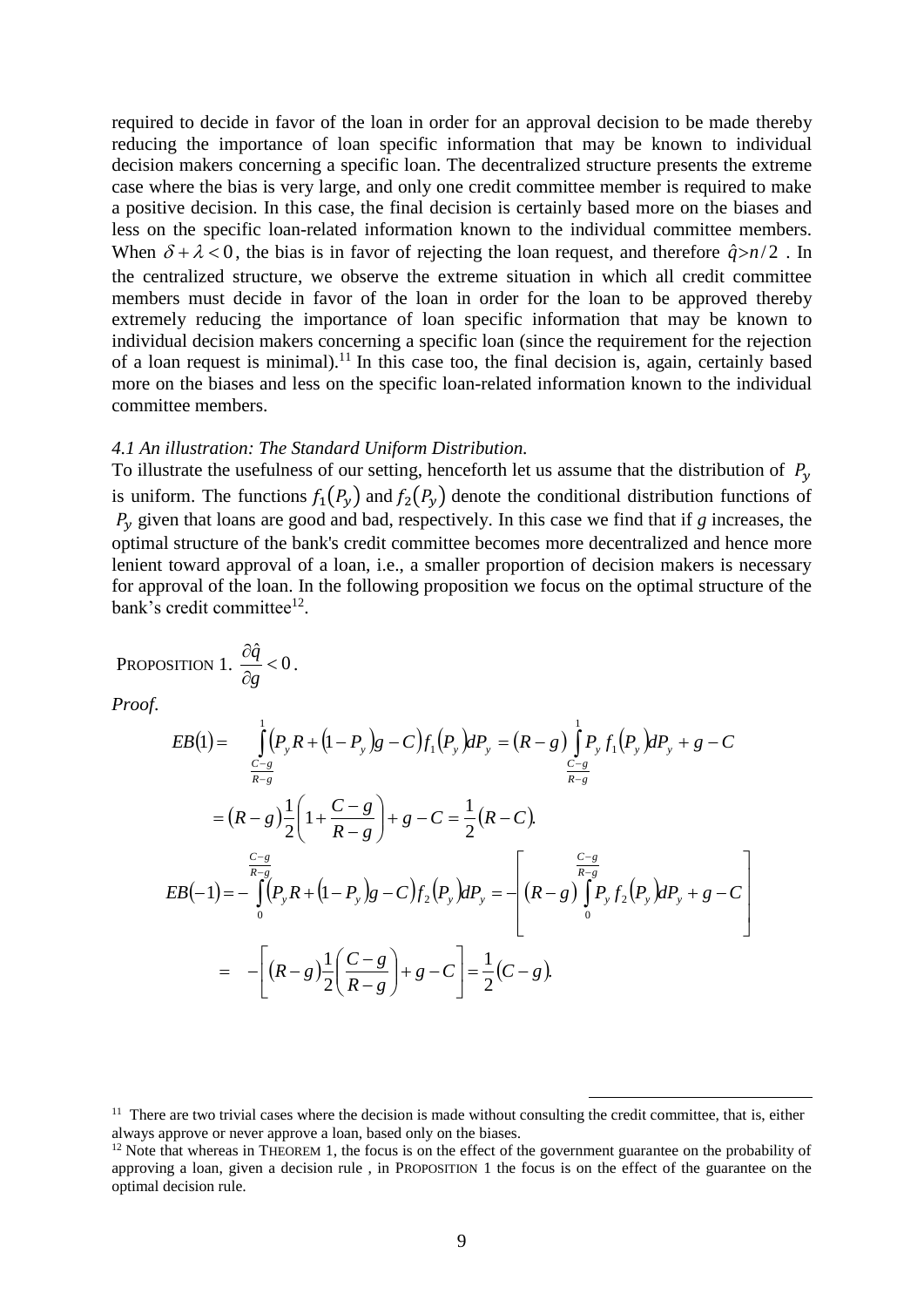required to decide in favor of the loan in order for an approval decision to be made thereby reducing the importance of loan specific information that may be known to individual decision makers concerning a specific loan. The decentralized structure presents the extreme case where the bias is very large, and only one credit committee member is required to make a positive decision. In this case, the final decision is certainly based more on the biases and less on the specific loan-related information known to the individual committee members. When $\delta + \lambda < 0$, the bias is in favor of rejecting the loan request, and therefore $\hat{q} > n/2$. In the centralized structure, we observe the extreme situation in which all credit committee members must decide in favor of the loan in order for the loan to be approved thereby extremely reducing the importance of loan specific information that may be known to individual decision makers concerning a specific loan (since the requirement for the rejection of a loan request is minimal).[11] In this case too, the final decision is, again, certainly based more on the biases and less on the specific loan-related information known to the individual committee members.

*4.1 An illustration: The Standard Uniform Distribution.*

To illustrate the usefulness of our setting, henceforth let us assume that the distribution of $P_y$ is uniform. The functions $f_1(P_y)$ and $f_2(P_y)$ denote the conditional distribution functions of $P_y$ given that loans are good and bad, respectively. In this case we find that if *g* increases, the optimal structure of the bank's credit committee becomes more decentralized and hence more lenient toward approval of a loan, i.e., a smaller proportion of decision makers is necessary for approval of the loan. In the following proposition we focus on the optimal structure of the bank's credit committee[12].

PROPOSITION 1. $\dfrac{\partial \hat{q}}{\partial g} < 0$.

*Proof.*

$$EB(1) = \int_{\frac{C-g}{R-g}}^{1} \left(P_y R + (1-P_y)g - C\right) f_1(P_y) dP_y = (R-g)\int_{\frac{C-g}{R-g}}^{1} P_y f_1(P_y) dP_y + g - C$$

$$= (R-g)\frac{1}{2}\left(1 + \frac{C-g}{R-g}\right) + g - C = \frac{1}{2}(R-C).$$

$$EB(-1) = -\int_{0}^{\frac{C-g}{R-g}} \left(P_y R + (1-P_y)g - C\right) f_2(P_y) dP_y = -\left[(R-g)\int_{0}^{\frac{C-g}{R-g}} P_y f_2(P_y) dP_y + g - C\right]$$

$$= -\left[(R-g)\frac{1}{2}\left(\frac{C-g}{R-g}\right) + g - C\right] = \frac{1}{2}(C-g).$$

[11] There are two trivial cases where the decision is made without consulting the credit committee, that is, either always approve or never approve a loan, based only on the biases.

[12] Note that whereas in THEOREM 1, the focus is on the effect of the government guarantee on the probability of approving a loan, given a decision rule , in PROPOSITION 1 the focus is on the effect of the guarantee on the optimal decision rule.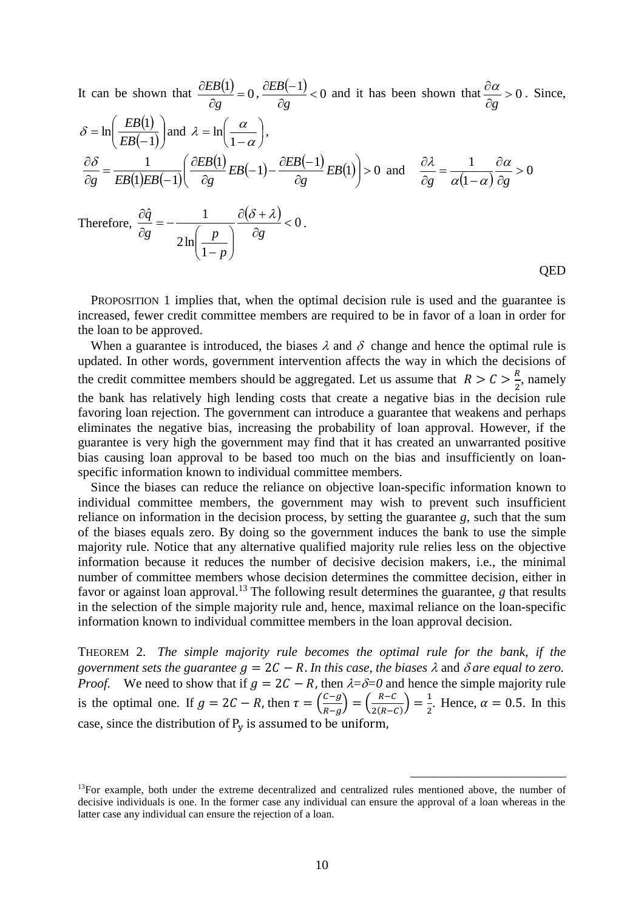It can be shown that $\frac{\partial EB(1)}{\partial g} = 0$, $\frac{\partial EB(-1)}{\partial g} < 0$ and it has been shown that $\frac{\partial \alpha}{\partial g} > 0$. Since, $\delta = \ln\left(\frac{EB(1)}{EB(-1)}\right)$ and $\lambda = \ln\left(\frac{\alpha}{1-\alpha}\right)$,

$$\frac{\partial \delta}{\partial g} = \frac{1}{EB(1)EB(-1)}\left(\frac{\partial EB(1)}{\partial g}EB(-1) - \frac{\partial EB(-1)}{\partial g}EB(1)\right) > 0 \text{ and } \frac{\partial \lambda}{\partial g} = \frac{1}{\alpha(1-\alpha)}\frac{\partial \alpha}{\partial g} > 0$$

Therefore, $\frac{\partial \hat{q}}{\partial g} = -\frac{1}{2\ln\left(\frac{p}{1-p}\right)}\frac{\partial(\delta + \lambda)}{\partial g} < 0$.

QED

PROPOSITION 1 implies that, when the optimal decision rule is used and the guarantee is increased, fewer credit committee members are required to be in favor of a loan in order for the loan to be approved.

When a guarantee is introduced, the biases $\lambda$ and $\delta$ change and hence the optimal rule is updated. In other words, government intervention affects the way in which the decisions of the credit committee members should be aggregated. Let us assume that $R > C > \frac{R}{2}$, namely the bank has relatively high lending costs that create a negative bias in the decision rule favoring loan rejection. The government can introduce a guarantee that weakens and perhaps eliminates the negative bias, increasing the probability of loan approval. However, if the guarantee is very high the government may find that it has created an unwarranted positive bias causing loan approval to be based too much on the bias and insufficiently on loan-specific information known to individual committee members.

Since the biases can reduce the reliance on objective loan-specific information known to individual committee members, the government may wish to prevent such insufficient reliance on information in the decision process, by setting the guarantee *g*, such that the sum of the biases equals zero. By doing so the government induces the bank to use the simple majority rule. Notice that any alternative qualified majority rule relies less on the objective information because it reduces the number of decisive decision makers, i.e., the minimal number of committee members whose decision determines the committee decision, either in favor or against loan approval.[13] The following result determines the guarantee, *g* that results in the selection of the simple majority rule and, hence, maximal reliance on the loan-specific information known to individual committee members in the loan approval decision.

THEOREM 2. *The simple majority rule becomes the optimal rule for the bank, if the government sets the guarantee $g = 2C - R$. In this case, the biases $\lambda$ and $\delta$ are equal to zero.*

*Proof.* We need to show that if $g = 2C - R$, then $\lambda = \delta = 0$ and hence the simple majority rule is the optimal one. If $g = 2C - R$, then $\tau = \left(\frac{C-g}{R-g}\right) = \left(\frac{R-C}{2(R-C)}\right) = \frac{1}{2}$. Hence, $\alpha = 0.5$. In this case, since the distribution of $P_y$ is assumed to be uniform,

[13] For example, both under the extreme decentralized and centralized rules mentioned above, the number of decisive individuals is one. In the former case any individual can ensure the approval of a loan whereas in the latter case any individual can ensure the rejection of a loan.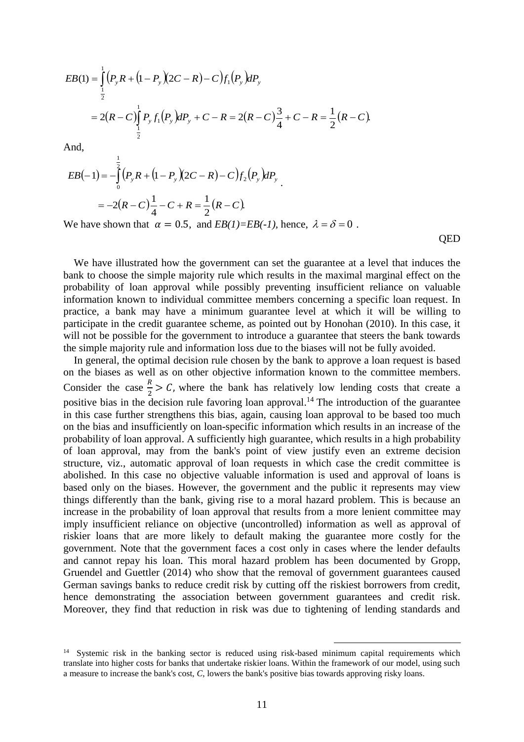$$EB(1) = \int_{\frac{1}{2}}^{1} \left(P_y R + \left(1 - P_y\right)\left(2C - R\right) - C\right) f_1\left(P_y\right) dP_y$$

$$= 2\left(R - C\right)\int_{\frac{1}{2}}^{1} P_y f_1\left(P_y\right) dP_y + C - R = 2\left(R - C\right)\frac{3}{4} + C - R = \frac{1}{2}\left(R - C\right).$$

And,

$$EB\left(-1\right) = -\int_{0}^{\frac{1}{2}} \left(P_y R + \left(1 - P_y\right)\left(2C - R\right) - C\right) f_2\left(P_y\right) dP_y$$

$$= -2\left(R - C\right)\frac{1}{4} - C + R = \frac{1}{2}\left(R - C\right).$$

We have shown that $\alpha = 0.5$, and $EB(1)=EB(-1)$, hence, $\lambda = \delta = 0$ .

QED

We have illustrated how the government can set the guarantee at a level that induces the bank to choose the simple majority rule which results in the maximal marginal effect on the probability of loan approval while possibly preventing insufficient reliance on valuable information known to individual committee members concerning a specific loan request. In practice, a bank may have a minimum guarantee level at which it will be willing to participate in the credit guarantee scheme, as pointed out by Honohan (2010). In this case, it will not be possible for the government to introduce a guarantee that steers the bank towards the simple majority rule and information loss due to the biases will not be fully avoided.

In general, the optimal decision rule chosen by the bank to approve a loan request is based on the biases as well as on other objective information known to the committee members. Consider the case $\frac{R}{2} > C$, where the bank has relatively low lending costs that create a positive bias in the decision rule favoring loan approval.[14] The introduction of the guarantee in this case further strengthens this bias, again, causing loan approval to be based too much on the bias and insufficiently on loan-specific information which results in an increase of the probability of loan approval. A sufficiently high guarantee, which results in a high probability of loan approval, may from the bank's point of view justify even an extreme decision structure, viz., automatic approval of loan requests in which case the credit committee is abolished. In this case no objective valuable information is used and approval of loans is based only on the biases. However, the government and the public it represents may view things differently than the bank, giving rise to a moral hazard problem. This is because an increase in the probability of loan approval that results from a more lenient committee may imply insufficient reliance on objective (uncontrolled) information as well as approval of riskier loans that are more likely to default making the guarantee more costly for the government. Note that the government faces a cost only in cases where the lender defaults and cannot repay his loan. This moral hazard problem has been documented by Gropp, Gruendel and Guettler (2014) who show that the removal of government guarantees caused German savings banks to reduce credit risk by cutting off the riskiest borrowers from credit, hence demonstrating the association between government guarantees and credit risk. Moreover, they find that reduction in risk was due to tightening of lending standards and

[14] Systemic risk in the banking sector is reduced using risk-based minimum capital requirements which translate into higher costs for banks that undertake riskier loans. Within the framework of our model, using such a measure to increase the bank's cost, $C$, lowers the bank's positive bias towards approving risky loans.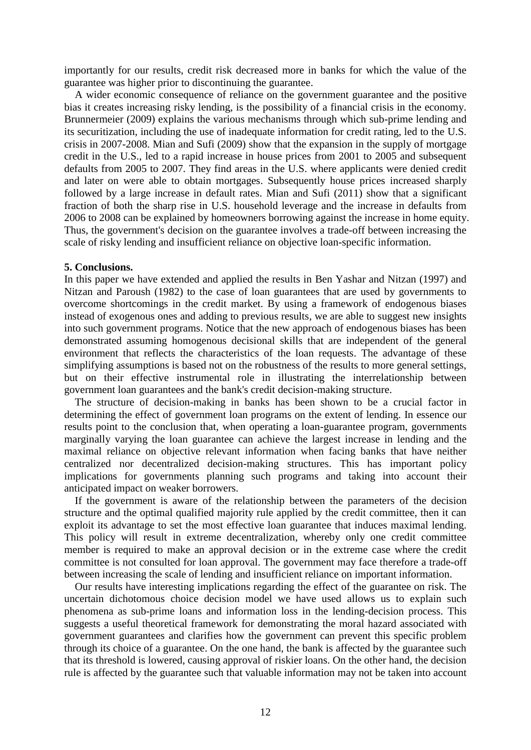importantly for our results, credit risk decreased more in banks for which the value of the guarantee was higher prior to discontinuing the guarantee.

A wider economic consequence of reliance on the government guarantee and the positive bias it creates increasing risky lending, is the possibility of a financial crisis in the economy. Brunnermeier (2009) explains the various mechanisms through which sub-prime lending and its securitization, including the use of inadequate information for credit rating, led to the U.S. crisis in 2007-2008. Mian and Sufi (2009) show that the expansion in the supply of mortgage credit in the U.S., led to a rapid increase in house prices from 2001 to 2005 and subsequent defaults from 2005 to 2007. They find areas in the U.S. where applicants were denied credit and later on were able to obtain mortgages. Subsequently house prices increased sharply followed by a large increase in default rates. Mian and Sufi (2011) show that a significant fraction of both the sharp rise in U.S. household leverage and the increase in defaults from 2006 to 2008 can be explained by homeowners borrowing against the increase in home equity. Thus, the government's decision on the guarantee involves a trade-off between increasing the scale of risky lending and insufficient reliance on objective loan-specific information.

**5. Conclusions.**

In this paper we have extended and applied the results in Ben Yashar and Nitzan (1997) and Nitzan and Paroush (1982) to the case of loan guarantees that are used by governments to overcome shortcomings in the credit market. By using a framework of endogenous biases instead of exogenous ones and adding to previous results, we are able to suggest new insights into such government programs. Notice that the new approach of endogenous biases has been demonstrated assuming homogenous decisional skills that are independent of the general environment that reflects the characteristics of the loan requests. The advantage of these simplifying assumptions is based not on the robustness of the results to more general settings, but on their effective instrumental role in illustrating the interrelationship between government loan guarantees and the bank's credit decision-making structure.

The structure of decision-making in banks has been shown to be a crucial factor in determining the effect of government loan programs on the extent of lending. In essence our results point to the conclusion that, when operating a loan-guarantee program, governments marginally varying the loan guarantee can achieve the largest increase in lending and the maximal reliance on objective relevant information when facing banks that have neither centralized nor decentralized decision-making structures. This has important policy implications for governments planning such programs and taking into account their anticipated impact on weaker borrowers.

If the government is aware of the relationship between the parameters of the decision structure and the optimal qualified majority rule applied by the credit committee, then it can exploit its advantage to set the most effective loan guarantee that induces maximal lending. This policy will result in extreme decentralization, whereby only one credit committee member is required to make an approval decision or in the extreme case where the credit committee is not consulted for loan approval. The government may face therefore a trade-off between increasing the scale of lending and insufficient reliance on important information.

Our results have interesting implications regarding the effect of the guarantee on risk. The uncertain dichotomous choice decision model we have used allows us to explain such phenomena as sub-prime loans and information loss in the lending-decision process. This suggests a useful theoretical framework for demonstrating the moral hazard associated with government guarantees and clarifies how the government can prevent this specific problem through its choice of a guarantee. On the one hand, the bank is affected by the guarantee such that its threshold is lowered, causing approval of riskier loans. On the other hand, the decision rule is affected by the guarantee such that valuable information may not be taken into account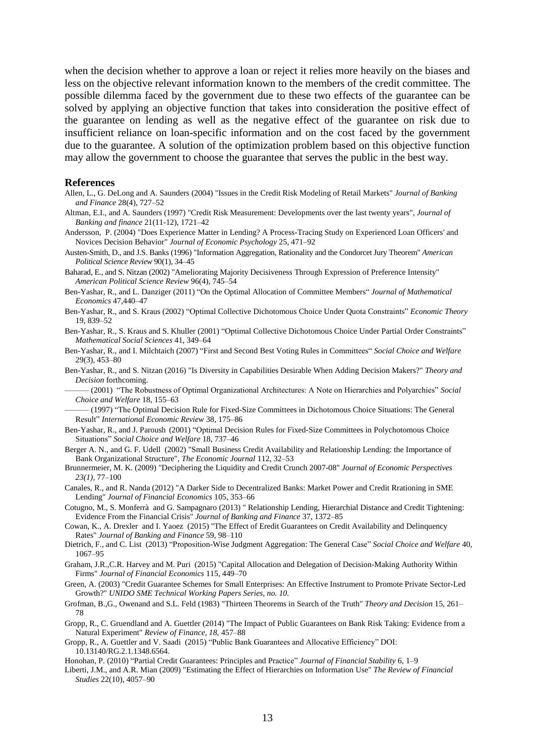when the decision whether to approve a loan or reject it relies more heavily on the biases and less on the objective relevant information known to the members of the credit committee. The possible dilemma faced by the government due to these two effects of the guarantee can be solved by applying an objective function that takes into consideration the positive effect of the guarantee on lending as well as the negative effect of the guarantee on risk due to insufficient reliance on loan-specific information and on the cost faced by the government due to the guarantee. A solution of the optimization problem based on this objective function may allow the government to choose the guarantee that serves the public in the best way.

## References

Allen, L., G. DeLong and A. Saunders (2004) "Issues in the Credit Risk Modeling of Retail Markets" *Journal of Banking and Finance* 28(4), 727–52

Altman, E.I., and A. Saunders (1997) "Credit Risk Measurement: Developments over the last twenty years", *Journal of Banking and finance* 21(11-12), 1721–42

Andersson, P. (2004) "Does Experience Matter in Lending? A Process-Tracing Study on Experienced Loan Officers' and Novices Decision Behavior" *Journal of Economic Psychology* 25, 471–92

Austen-Smith, D., and J.S. Banks (1996) "Information Aggregation, Rationality and the Condorcet Jury Theorem" *American Political Science Review* 90(1), 34–45

Baharad, E., and S. Nitzan (2002) "Ameliorating Majority Decisiveness Through Expression of Preference Intensity" *American Political Science Review* 96(4), 745–54

Ben-Yashar, R., and L. Danziger (2011) "On the Optimal Allocation of Committee Members" *Journal of Mathematical Economics* 47,440–47

Ben-Yashar, R., and S. Kraus (2002) "Optimal Collective Dichotomous Choice Under Quota Constraints" *Economic Theory* 19, 839–52

Ben-Yashar, R., S. Kraus and S. Khuller (2001) "Optimal Collective Dichotomous Choice Under Partial Order Constraints" *Mathematical Social Sciences* 41, 349–64

Ben-Yashar, R., and I. Milchtaich (2007) "First and Second Best Voting Rules in Committees" *Social Choice and Welfare* 29(3), 453–80

Ben-Yashar, R., and S. Nitzan (2016) "Is Diversity in Capabilities Desirable When Adding Decision Makers?" *Theory and Decision* forthcoming.

——— (2001) "The Robustness of Optimal Organizational Architectures: A Note on Hierarchies and Polyarchies" *Social Choice and Welfare* 18, 155–63

——— (1997) "The Optimal Decision Rule for Fixed-Size Committees in Dichotomous Choice Situations: The General Result" *International Economic Review* 38, 175–86

Ben-Yashar, R., and J. Paroush (2001) "Optimal Decision Rules for Fixed-Size Committees in Polychotomous Choice Situations" *Social Choice and Welfare* 18, 737–46

Berger A. N., and G. F. Udell (2002) "Small Business Credit Availability and Relationship Lending: the Importance of Bank Organizational Structure", *The Economic Journal* 112, 32–53

Brunnermeier, M. K. (2009) "Deciphering the Liquidity and Credit Crunch 2007-08" *Journal of Economic Perspectives 23(1)*, 77–100

Canales, R., and R. Nanda (2012) "A Darker Side to Decentralized Banks: Market Power and Credit Rrationing in SME Lending" *Journal of Financial Economics* 105, 353–66

Cotugno, M., S. Monferrà and G. Sampagnaro (2013) " Relationship Lending, Hierarchial Distance and Credit Tightening: Evidence From the Financial Crisis" *Journal of Banking and Finance* 37, 1372–85

Cowan, K., A. Drexler and I. Yaoez (2015) "The Effect of Eredit Guarantees on Credit Availability and Delinquency Rates" *Journal of Banking and Finance* 59, 98–110

Dietrich, F., and C. List (2013) "Proposition-Wise Judgment Aggregation: The General Case" *Social Choice and Welfare* 40, 1067–95

Graham, J.R.,C.R. Harvey and M. Puri (2015) "Capital Allocation and Delegation of Decision-Making Authority Within Firms" *Journal of Financial Economics* 115, 449–70

Green, A. (2003) "Credit Guarantee Schemes for Small Enterprises: An Effective Instrument to Promote Private Sector-Led Growth?" *UNIDO SME Technical Working Papers Series, no. 10.*

Grofman, B.,G., Owenand and S.L. Feld (1983) "Thirteen Theorems in Search of the Truth" *Theory and Decision* 15, 261–78

Gropp, R., C. Gruendland and A. Guettler (2014) "The Impact of Public Guarantees on Bank Risk Taking: Evidence from a Natural Experiment" *Review of Finance, 18,* 457–88

Gropp, R., A. Guettler and V. Saadi (2015) "Public Bank Guarantees and Allocative Efficiency" DOI: 10.13140/RG.2.1.1348.6564.

Honohan, P. (2010) "Partial Credit Guarantees: Principles and Practice" *Journal of Financial Stability* 6, 1–9

Liberti, J.M., and A.R. Mian (2009) "Estimating the Effect of Hierarchies on Information Use" *The Review of Financial Studies* 22(10), 4057–90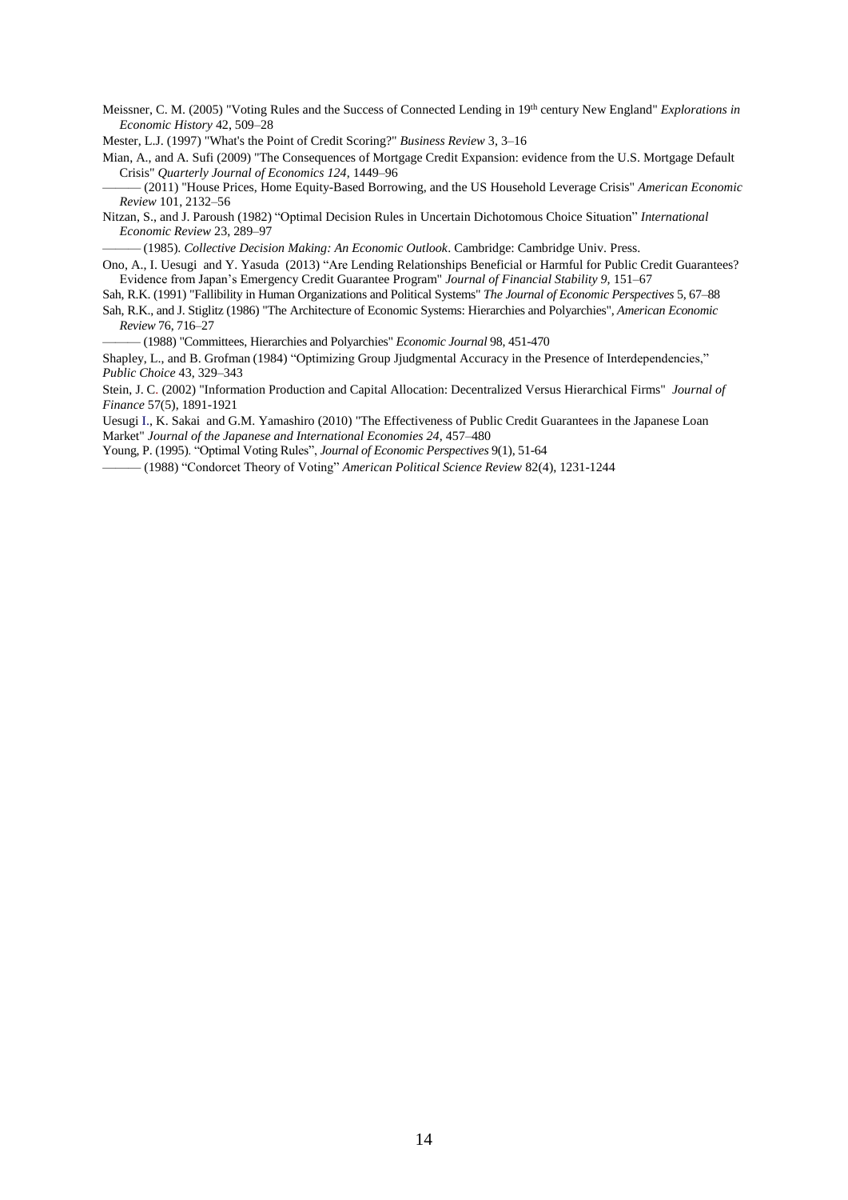Meissner, C. M. (2005) "Voting Rules and the Success of Connected Lending in 19th century New England" *Explorations in Economic History* 42, 509–28

Mester, L.J. (1997) "What's the Point of Credit Scoring?" *Business Review* 3, 3–16

Mian, A., and A. Sufi (2009) "The Consequences of Mortgage Credit Expansion: evidence from the U.S. Mortgage Default Crisis" *Quarterly Journal of Economics 124*, 1449–96

——— (2011) "House Prices, Home Equity-Based Borrowing, and the US Household Leverage Crisis" *American Economic Review* 101, 2132–56

Nitzan, S., and J. Paroush (1982) "Optimal Decision Rules in Uncertain Dichotomous Choice Situation" *International Economic Review* 23, 289–97

——— (1985). *Collective Decision Making: An Economic Outlook*. Cambridge: Cambridge Univ. Press.

Ono, A., I. Uesugi and Y. Yasuda (2013) "Are Lending Relationships Beneficial or Harmful for Public Credit Guarantees? Evidence from Japan's Emergency Credit Guarantee Program" *Journal of Financial Stability 9*, 151–67

Sah, R.K. (1991) "Fallibility in Human Organizations and Political Systems" *The Journal of Economic Perspectives* 5, 67–88

Sah, R.K., and J. Stiglitz (1986) "The Architecture of Economic Systems: Hierarchies and Polyarchies", *American Economic Review* 76, 716–27

——— (1988) "Committees, Hierarchies and Polyarchies" *Economic Journal* 98, 451-470

Shapley, L., and B. Grofman (1984) "Optimizing Group Jjudgmental Accuracy in the Presence of Interdependencies," *Public Choice* 43, 329–343

Stein, J. C. (2002) "Information Production and Capital Allocation: Decentralized Versus Hierarchical Firms" *Journal of Finance* 57(5), 1891-1921

Uesugi I., K. Sakai and G.M. Yamashiro (2010) "The Effectiveness of Public Credit Guarantees in the Japanese Loan Market" *Journal of the Japanese and International Economies 24*, 457–480

Young, P. (1995). "Optimal Voting Rules", *Journal of Economic Perspectives* 9(1), 51-64

——— (1988) "Condorcet Theory of Voting" *American Political Science Review* 82(4), 1231-1244